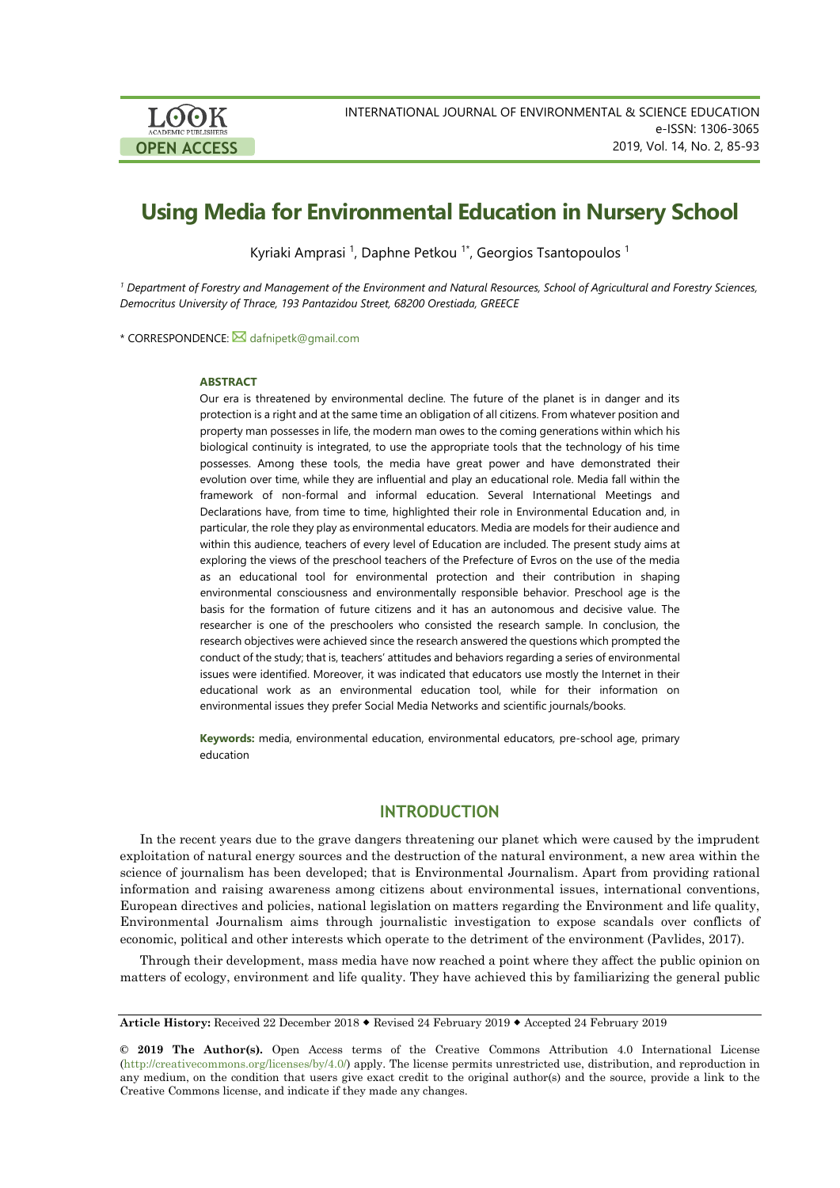# Using Media for Environmental Education in Nursery School

Kyriaki Amprasi [1], Daphne Petkou [1*], Georgios Tsantopoulos [1]

[1] *Department of Forestry and Management of the Environment and Natural Resources, School of Agricultural and Forestry Sciences, Democritus University of Thrace, 193 Pantazidou Street, 68200 Orestiada, GREECE*

* CORRESPONDENCE: dafnipetk@gmail.com

### ABSTRACT

Our era is threatened by environmental decline. The future of the planet is in danger and its protection is a right and at the same time an obligation of all citizens. From whatever position and property man possesses in life, the modern man owes to the coming generations within which his biological continuity is integrated, to use the appropriate tools that the technology of his time possesses. Among these tools, the media have great power and have demonstrated their evolution over time, while they are influential and play an educational role. Media fall within the framework of non-formal and informal education. Several International Meetings and Declarations have, from time to time, highlighted their role in Environmental Education and, in particular, the role they play as environmental educators. Media are models for their audience and within this audience, teachers of every level of Education are included. The present study aims at exploring the views of the preschool teachers of the Prefecture of Evros on the use of the media as an educational tool for environmental protection and their contribution in shaping environmental consciousness and environmentally responsible behavior. Preschool age is the basis for the formation of future citizens and it has an autonomous and decisive value. The researcher is one of the preschoolers who consisted the research sample. In conclusion, the research objectives were achieved since the research answered the questions which prompted the conduct of the study; that is, teachers' attitudes and behaviors regarding a series of environmental issues were identified. Moreover, it was indicated that educators use mostly the Internet in their educational work as an environmental education tool, while for their information on environmental issues they prefer Social Media Networks and scientific journals/books.

**Keywords:** media, environmental education, environmental educators, pre-school age, primary education

## INTRODUCTION

In the recent years due to the grave dangers threatening our planet which were caused by the imprudent exploitation of natural energy sources and the destruction of the natural environment, a new area within the science of journalism has been developed; that is Environmental Journalism. Apart from providing rational information and raising awareness among citizens about environmental issues, international conventions, European directives and policies, national legislation on matters regarding the Environment and life quality, Environmental Journalism aims through journalistic investigation to expose scandals over conflicts of economic, political and other interests which operate to the detriment of the environment (Pavlides, 2017).

Through their development, mass media have now reached a point where they affect the public opinion on matters of ecology, environment and life quality. They have achieved this by familiarizing the general public

**Article History:** Received 22 December 2018 ◆ Revised 24 February 2019 ◆ Accepted 24 February 2019

**© 2019 The Author(s).** Open Access terms of the Creative Commons Attribution 4.0 International License (http://creativecommons.org/licenses/by/4.0/) apply. The license permits unrestricted use, distribution, and reproduction in any medium, on the condition that users give exact credit to the original author(s) and the source, provide a link to the Creative Commons license, and indicate if they made any changes.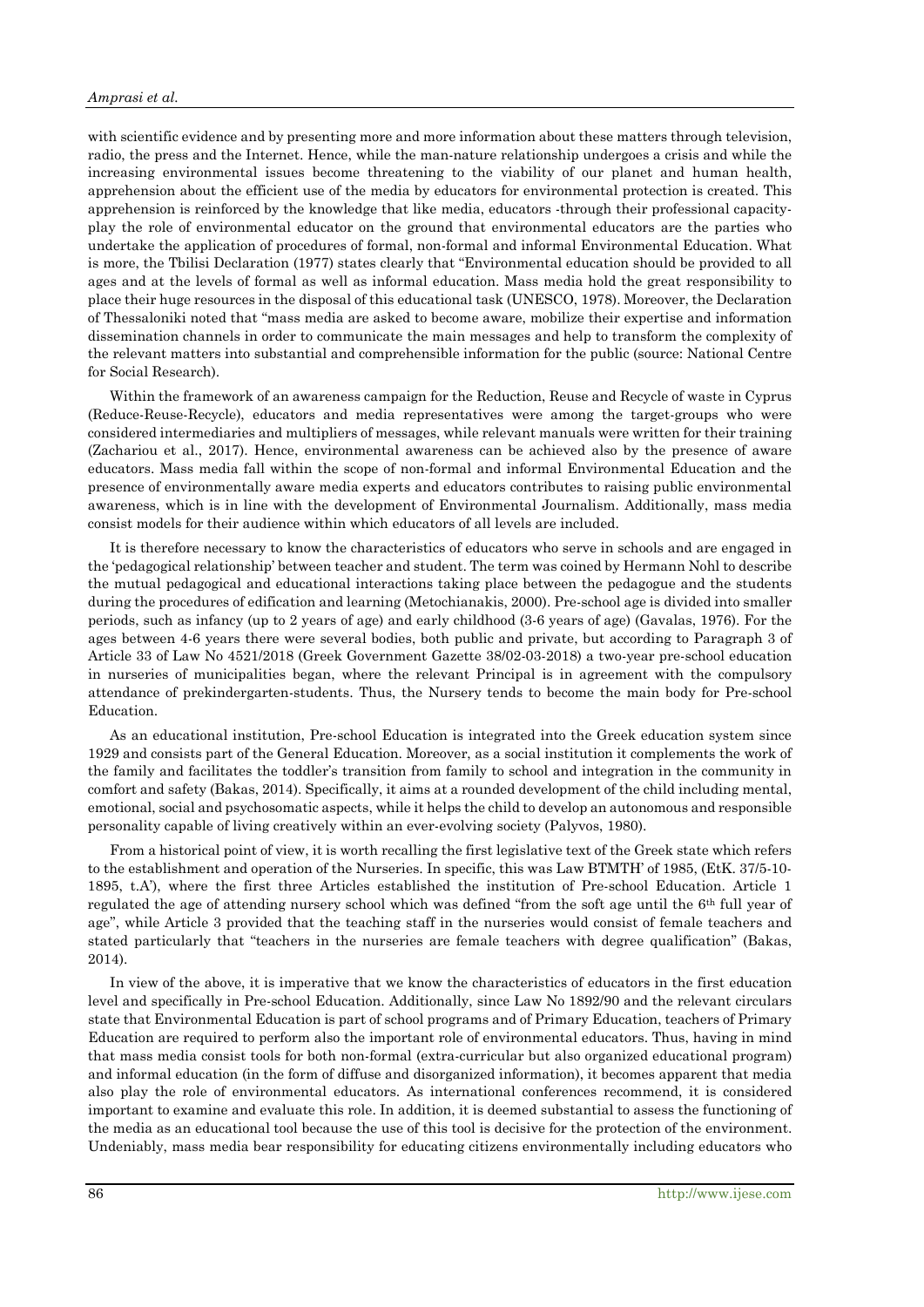with scientific evidence and by presenting more and more information about these matters through television, radio, the press and the Internet. Hence, while the man-nature relationship undergoes a crisis and while the increasing environmental issues become threatening to the viability of our planet and human health, apprehension about the efficient use of the media by educators for environmental protection is created. This apprehension is reinforced by the knowledge that like media, educators -through their professional capacity- play the role of environmental educator on the ground that environmental educators are the parties who undertake the application of procedures of formal, non-formal and informal Environmental Education. What is more, the Tbilisi Declaration (1977) states clearly that "Environmental education should be provided to all ages and at the levels of formal as well as informal education. Mass media hold the great responsibility to place their huge resources in the disposal of this educational task (UNESCO, 1978). Moreover, the Declaration of Thessaloniki noted that "mass media are asked to become aware, mobilize their expertise and information dissemination channels in order to communicate the main messages and help to transform the complexity of the relevant matters into substantial and comprehensible information for the public (source: National Centre for Social Research).

Within the framework of an awareness campaign for the Reduction, Reuse and Recycle of waste in Cyprus (Reduce-Reuse-Recycle), educators and media representatives were among the target-groups who were considered intermediaries and multipliers of messages, while relevant manuals were written for their training (Zachariou et al., 2017). Hence, environmental awareness can be achieved also by the presence of aware educators. Mass media fall within the scope of non-formal and informal Environmental Education and the presence of environmentally aware media experts and educators contributes to raising public environmental awareness, which is in line with the development of Environmental Journalism. Additionally, mass media consist models for their audience within which educators of all levels are included.

It is therefore necessary to know the characteristics of educators who serve in schools and are engaged in the 'pedagogical relationship' between teacher and student. The term was coined by Hermann Nohl to describe the mutual pedagogical and educational interactions taking place between the pedagogue and the students during the procedures of edification and learning (Metochianakis, 2000). Pre-school age is divided into smaller periods, such as infancy (up to 2 years of age) and early childhood (3-6 years of age) (Gavalas, 1976). For the ages between 4-6 years there were several bodies, both public and private, but according to Paragraph 3 of Article 33 of Law No 4521/2018 (Greek Government Gazette 38/02-03-2018) a two-year pre-school education in nurseries of municipalities began, where the relevant Principal is in agreement with the compulsory attendance of prekindergarten-students. Thus, the Nursery tends to become the main body for Pre-school Education.

As an educational institution, Pre-school Education is integrated into the Greek education system since 1929 and consists part of the General Education. Moreover, as a social institution it complements the work of the family and facilitates the toddler's transition from family to school and integration in the community in comfort and safety (Bakas, 2014). Specifically, it aims at a rounded development of the child including mental, emotional, social and psychosomatic aspects, while it helps the child to develop an autonomous and responsible personality capable of living creatively within an ever-evolving society (Palyvos, 1980).

From a historical point of view, it is worth recalling the first legislative text of the Greek state which refers to the establishment and operation of the Nurseries. In specific, this was Law BTMTH' of 1985, (EtK. 37/5-10-1895, t.A'), where the first three Articles established the institution of Pre-school Education. Article 1 regulated the age of attending nursery school which was defined "from the soft age until the 6th full year of age", while Article 3 provided that the teaching staff in the nurseries would consist of female teachers and stated particularly that "teachers in the nurseries are female teachers with degree qualification" (Bakas, 2014).

In view of the above, it is imperative that we know the characteristics of educators in the first education level and specifically in Pre-school Education. Additionally, since Law No 1892/90 and the relevant circulars state that Environmental Education is part of school programs and of Primary Education, teachers of Primary Education are required to perform also the important role of environmental educators. Thus, having in mind that mass media consist tools for both non-formal (extra-curricular but also organized educational program) and informal education (in the form of diffuse and disorganized information), it becomes apparent that media also play the role of environmental educators. As international conferences recommend, it is considered important to examine and evaluate this role. In addition, it is deemed substantial to assess the functioning of the media as an educational tool because the use of this tool is decisive for the protection of the environment. Undeniably, mass media bear responsibility for educating citizens environmentally including educators who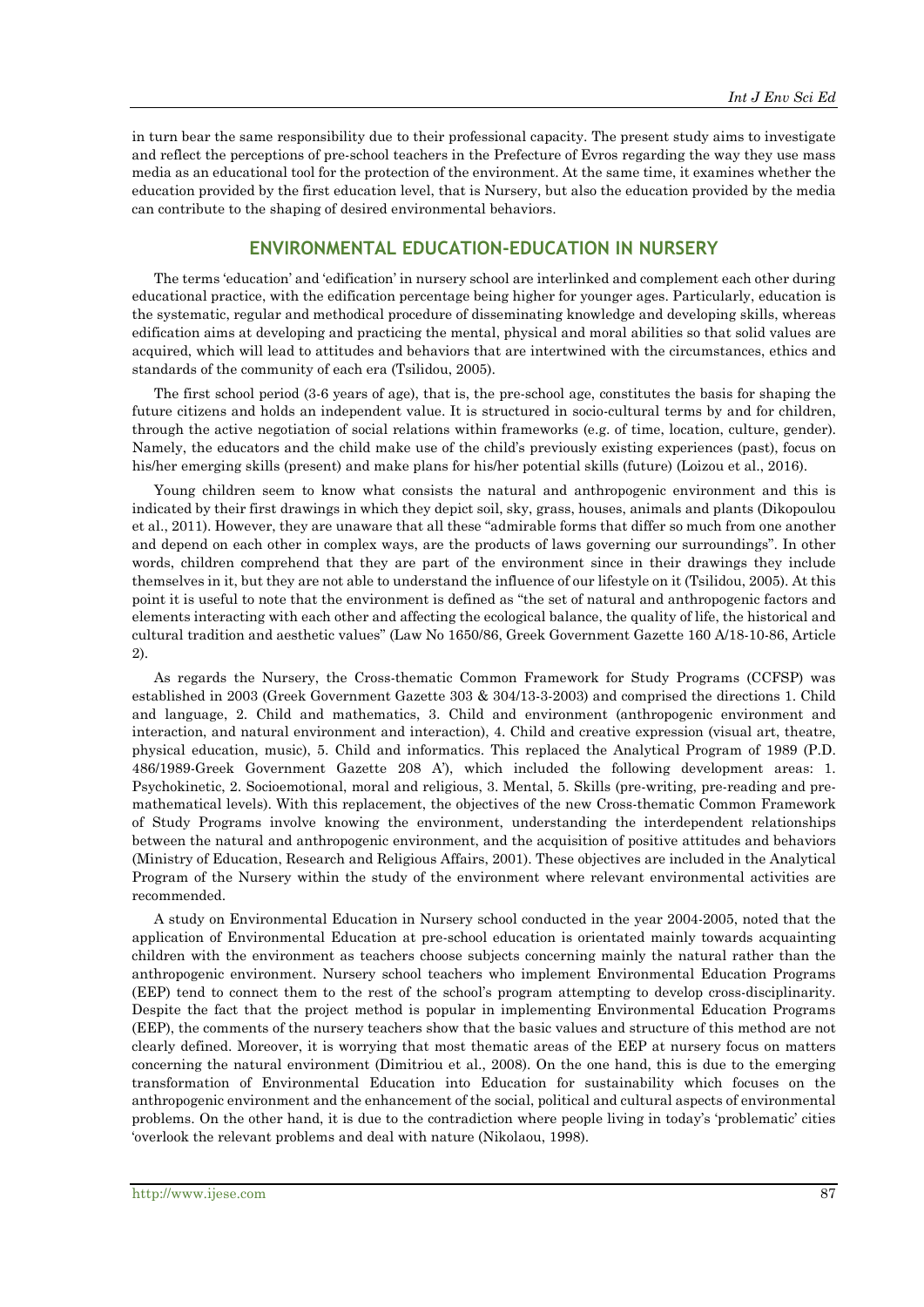in turn bear the same responsibility due to their professional capacity. The present study aims to investigate and reflect the perceptions of pre-school teachers in the Prefecture of Evros regarding the way they use mass media as an educational tool for the protection of the environment. At the same time, it examines whether the education provided by the first education level, that is Nursery, but also the education provided by the media can contribute to the shaping of desired environmental behaviors.

## ENVIRONMENTAL EDUCATION-EDUCATION IN NURSERY

The terms 'education' and 'edification' in nursery school are interlinked and complement each other during educational practice, with the edification percentage being higher for younger ages. Particularly, education is the systematic, regular and methodical procedure of disseminating knowledge and developing skills, whereas edification aims at developing and practicing the mental, physical and moral abilities so that solid values are acquired, which will lead to attitudes and behaviors that are intertwined with the circumstances, ethics and standards of the community of each era (Tsilidou, 2005).

The first school period (3-6 years of age), that is, the pre-school age, constitutes the basis for shaping the future citizens and holds an independent value. It is structured in socio-cultural terms by and for children, through the active negotiation of social relations within frameworks (e.g. of time, location, culture, gender). Namely, the educators and the child make use of the child's previously existing experiences (past), focus on his/her emerging skills (present) and make plans for his/her potential skills (future) (Loizou et al., 2016).

Young children seem to know what consists the natural and anthropogenic environment and this is indicated by their first drawings in which they depict soil, sky, grass, houses, animals and plants (Dikopoulou et al., 2011). However, they are unaware that all these "admirable forms that differ so much from one another and depend on each other in complex ways, are the products of laws governing our surroundings". In other words, children comprehend that they are part of the environment since in their drawings they include themselves in it, but they are not able to understand the influence of our lifestyle on it (Tsilidou, 2005). At this point it is useful to note that the environment is defined as "the set of natural and anthropogenic factors and elements interacting with each other and affecting the ecological balance, the quality of life, the historical and cultural tradition and aesthetic values" (Law No 1650/86, Greek Government Gazette 160 A/18-10-86, Article 2).

As regards the Nursery, the Cross-thematic Common Framework for Study Programs (CCFSP) was established in 2003 (Greek Government Gazette 303 & 304/13-3-2003) and comprised the directions 1. Child and language, 2. Child and mathematics, 3. Child and environment (anthropogenic environment and interaction, and natural environment and interaction), 4. Child and creative expression (visual art, theatre, physical education, music), 5. Child and informatics. This replaced the Analytical Program of 1989 (P.D. 486/1989-Greek Government Gazette 208 A'), which included the following development areas: 1. Psychokinetic, 2. Socioemotional, moral and religious, 3. Mental, 5. Skills (pre-writing, pre-reading and pre-mathematical levels). With this replacement, the objectives of the new Cross-thematic Common Framework of Study Programs involve knowing the environment, understanding the interdependent relationships between the natural and anthropogenic environment, and the acquisition of positive attitudes and behaviors (Ministry of Education, Research and Religious Affairs, 2001). These objectives are included in the Analytical Program of the Nursery within the study of the environment where relevant environmental activities are recommended.

A study on Environmental Education in Nursery school conducted in the year 2004-2005, noted that the application of Environmental Education at pre-school education is orientated mainly towards acquainting children with the environment as teachers choose subjects concerning mainly the natural rather than the anthropogenic environment. Nursery school teachers who implement Environmental Education Programs (EEP) tend to connect them to the rest of the school's program attempting to develop cross-disciplinarity. Despite the fact that the project method is popular in implementing Environmental Education Programs (EEP), the comments of the nursery teachers show that the basic values and structure of this method are not clearly defined. Moreover, it is worrying that most thematic areas of the EEP at nursery focus on matters concerning the natural environment (Dimitriou et al., 2008). On the one hand, this is due to the emerging transformation of Environmental Education into Education for sustainability which focuses on the anthropogenic environment and the enhancement of the social, political and cultural aspects of environmental problems. On the other hand, it is due to the contradiction where people living in today's 'problematic' cities 'overlook the relevant problems and deal with nature (Nikolaou, 1998).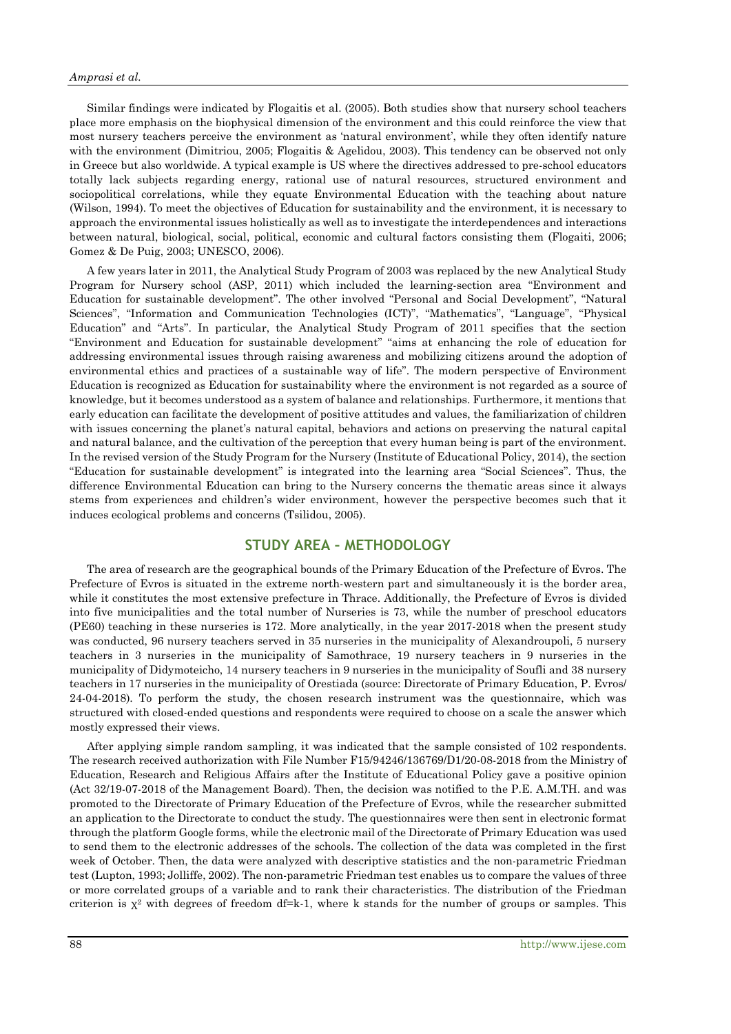Similar findings were indicated by Flogaitis et al. (2005). Both studies show that nursery school teachers place more emphasis on the biophysical dimension of the environment and this could reinforce the view that most nursery teachers perceive the environment as 'natural environment', while they often identify nature with the environment (Dimitriou, 2005; Flogaitis & Agelidou, 2003). This tendency can be observed not only in Greece but also worldwide. A typical example is US where the directives addressed to pre-school educators totally lack subjects regarding energy, rational use of natural resources, structured environment and sociopolitical correlations, while they equate Environmental Education with the teaching about nature (Wilson, 1994). To meet the objectives of Education for sustainability and the environment, it is necessary to approach the environmental issues holistically as well as to investigate the interdependences and interactions between natural, biological, social, political, economic and cultural factors consisting them (Flogaiti, 2006; Gomez & De Puig, 2003; UNESCO, 2006).

A few years later in 2011, the Analytical Study Program of 2003 was replaced by the new Analytical Study Program for Nursery school (ASP, 2011) which included the learning-section area "Environment and Education for sustainable development". The other involved "Personal and Social Development", "Natural Sciences", "Information and Communication Technologies (ICT)", "Mathematics", "Language", "Physical Education" and "Arts". In particular, the Analytical Study Program of 2011 specifies that the section "Environment and Education for sustainable development" "aims at enhancing the role of education for addressing environmental issues through raising awareness and mobilizing citizens around the adoption of environmental ethics and practices of a sustainable way of life". The modern perspective of Environment Education is recognized as Education for sustainability where the environment is not regarded as a source of knowledge, but it becomes understood as a system of balance and relationships. Furthermore, it mentions that early education can facilitate the development of positive attitudes and values, the familiarization of children with issues concerning the planet's natural capital, behaviors and actions on preserving the natural capital and natural balance, and the cultivation of the perception that every human being is part of the environment. In the revised version of the Study Program for the Nursery (Institute of Educational Policy, 2014), the section "Education for sustainable development" is integrated into the learning area "Social Sciences". Thus, the difference Environmental Education can bring to the Nursery concerns the thematic areas since it always stems from experiences and children's wider environment, however the perspective becomes such that it induces ecological problems and concerns (Tsilidou, 2005).

## STUDY AREA – METHODOLOGY

The area of research are the geographical bounds of the Primary Education of the Prefecture of Evros. The Prefecture of Evros is situated in the extreme north-western part and simultaneously it is the border area, while it constitutes the most extensive prefecture in Thrace. Additionally, the Prefecture of Evros is divided into five municipalities and the total number of Nurseries is 73, while the number of preschool educators (PE60) teaching in these nurseries is 172. More analytically, in the year 2017-2018 when the present study was conducted, 96 nursery teachers served in 35 nurseries in the municipality of Alexandroupoli, 5 nursery teachers in 3 nurseries in the municipality of Samothrace, 19 nursery teachers in 9 nurseries in the municipality of Didymoteicho, 14 nursery teachers in 9 nurseries in the municipality of Soufli and 38 nursery teachers in 17 nurseries in the municipality of Orestiada (source: Directorate of Primary Education, P. Evros/ 24-04-2018). To perform the study, the chosen research instrument was the questionnaire, which was structured with closed-ended questions and respondents were required to choose on a scale the answer which mostly expressed their views.

After applying simple random sampling, it was indicated that the sample consisted of 102 respondents. The research received authorization with File Number F15/94246/136769/D1/20-08-2018 from the Ministry of Education, Research and Religious Affairs after the Institute of Educational Policy gave a positive opinion (Act 32/19-07-2018 of the Management Board). Then, the decision was notified to the P.E. A.M.TH. and was promoted to the Directorate of Primary Education of the Prefecture of Evros, while the researcher submitted an application to the Directorate to conduct the study. The questionnaires were then sent in electronic format through the platform Google forms, while the electronic mail of the Directorate of Primary Education was used to send them to the electronic addresses of the schools. The collection of the data was completed in the first week of October. Then, the data were analyzed with descriptive statistics and the non-parametric Friedman test (Lupton, 1993; Jolliffe, 2002). The non-parametric Friedman test enables us to compare the values of three or more correlated groups of a variable and to rank their characteristics. The distribution of the Friedman criterion is $\chi^2$ with degrees of freedom $df=k-1$, where k stands for the number of groups or samples. This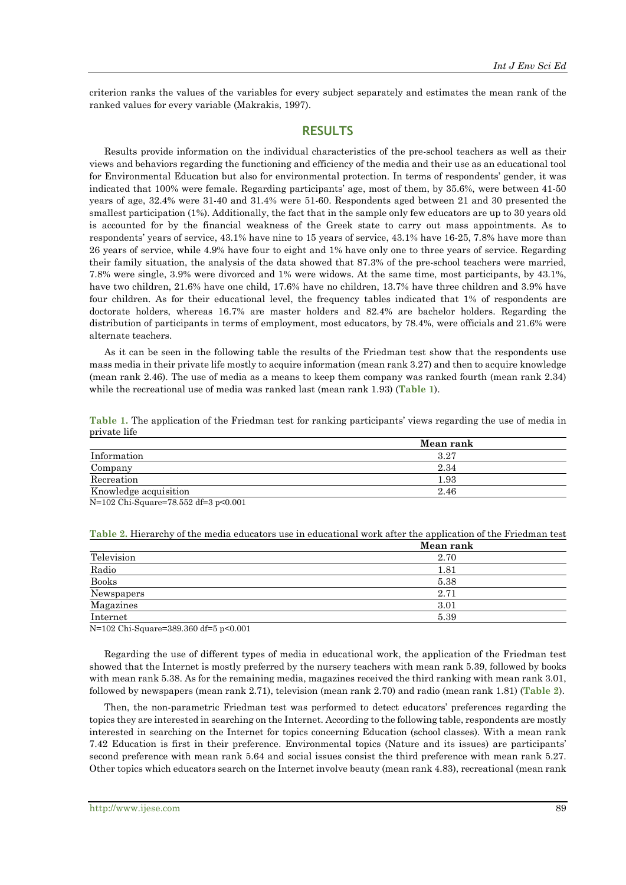criterion ranks the values of the variables for every subject separately and estimates the mean rank of the ranked values for every variable (Makrakis, 1997).

## RESULTS

Results provide information on the individual characteristics of the pre-school teachers as well as their views and behaviors regarding the functioning and efficiency of the media and their use as an educational tool for Environmental Education but also for environmental protection. In terms of respondents' gender, it was indicated that 100% were female. Regarding participants' age, most of them, by 35.6%, were between 41-50 years of age, 32.4% were 31-40 and 31.4% were 51-60. Respondents aged between 21 and 30 presented the smallest participation (1%). Additionally, the fact that in the sample only few educators are up to 30 years old is accounted for by the financial weakness of the Greek state to carry out mass appointments. As to respondents' years of service, 43.1% have nine to 15 years of service, 43.1% have 16-25, 7.8% have more than 26 years of service, while 4.9% have four to eight and 1% have only one to three years of service. Regarding their family situation, the analysis of the data showed that 87.3% of the pre-school teachers were married, 7.8% were single, 3.9% were divorced and 1% were widows. At the same time, most participants, by 43.1%, have two children, 21.6% have one child, 17.6% have no children, 13.7% have three children and 3.9% have four children. As for their educational level, the frequency tables indicated that 1% of respondents are doctorate holders, whereas 16.7% are master holders and 82.4% are bachelor holders. Regarding the distribution of participants in terms of employment, most educators, by 78.4%, were officials and 21.6% were alternate teachers.

As it can be seen in the following table the results of the Friedman test show that the respondents use mass media in their private life mostly to acquire information (mean rank 3.27) and then to acquire knowledge (mean rank 2.46). The use of media as a means to keep them company was ranked fourth (mean rank 2.34) while the recreational use of media was ranked last (mean rank 1.93) (**Table 1**).

**Table 1.** The application of the Friedman test for ranking participants' views regarding the use of media in private life

| | Mean rank |
|---|---|
| Information | 3.27 |
| Company | 2.34 |
| Recreation | 1.93 |
| Knowledge acquisition | 2.46 |

N=102 Chi-Square=78.552 df=3 p<0.001

**Table 2.** Hierarchy of the media educators use in educational work after the application of the Friedman test

| | Mean rank |
|---|---|
| Television | 2.70 |
| Radio | 1.81 |
| Books | 5.38 |
| Newspapers | 2.71 |
| Magazines | 3.01 |
| Internet | 5.39 |

N=102 Chi-Square=389.360 df=5 p<0.001

Regarding the use of different types of media in educational work, the application of the Friedman test showed that the Internet is mostly preferred by the nursery teachers with mean rank 5.39, followed by books with mean rank 5.38. As for the remaining media, magazines received the third ranking with mean rank 3.01, followed by newspapers (mean rank 2.71), television (mean rank 2.70) and radio (mean rank 1.81) (**Table 2**).

Then, the non-parametric Friedman test was performed to detect educators' preferences regarding the topics they are interested in searching on the Internet. According to the following table, respondents are mostly interested in searching on the Internet for topics concerning Education (school classes). With a mean rank 7.42 Education is first in their preference. Environmental topics (Nature and its issues) are participants' second preference with mean rank 5.64 and social issues consist the third preference with mean rank 5.27. Other topics which educators search on the Internet involve beauty (mean rank 4.83), recreational (mean rank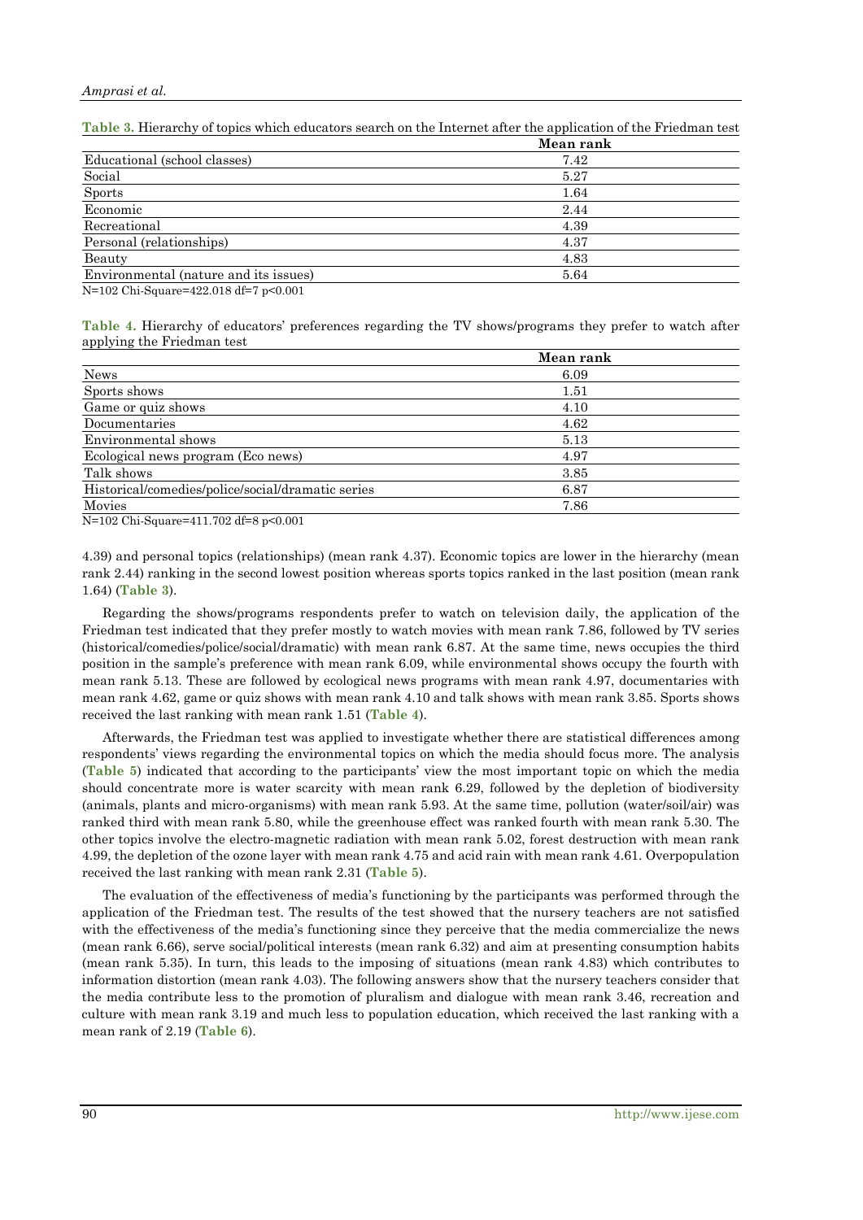**Table 3.** Hierarchy of topics which educators search on the Internet after the application of the Friedman test

| | Mean rank |
|---|---|
| Educational (school classes) | 7.42 |
| Social | 5.27 |
| Sports | 1.64 |
| Economic | 2.44 |
| Recreational | 4.39 |
| Personal (relationships) | 4.37 |
| Beauty | 4.83 |
| Environmental (nature and its issues) | 5.64 |

N=102 Chi-Square=422.018 df=7 p<0.001

**Table 4.** Hierarchy of educators' preferences regarding the TV shows/programs they prefer to watch after applying the Friedman test

| | Mean rank |
|---|---|
| News | 6.09 |
| Sports shows | 1.51 |
| Game or quiz shows | 4.10 |
| Documentaries | 4.62 |
| Environmental shows | 5.13 |
| Ecological news program (Eco news) | 4.97 |
| Talk shows | 3.85 |
| Historical/comedies/police/social/dramatic series | 6.87 |
| Movies | 7.86 |

N=102 Chi-Square=411.702 df=8 p<0.001

4.39) and personal topics (relationships) (mean rank 4.37). Economic topics are lower in the hierarchy (mean rank 2.44) ranking in the second lowest position whereas sports topics ranked in the last position (mean rank 1.64) (**Table 3**).

Regarding the shows/programs respondents prefer to watch on television daily, the application of the Friedman test indicated that they prefer mostly to watch movies with mean rank 7.86, followed by TV series (historical/comedies/police/social/dramatic) with mean rank 6.87. At the same time, news occupies the third position in the sample's preference with mean rank 6.09, while environmental shows occupy the fourth with mean rank 5.13. These are followed by ecological news programs with mean rank 4.97, documentaries with mean rank 4.62, game or quiz shows with mean rank 4.10 and talk shows with mean rank 3.85. Sports shows received the last ranking with mean rank 1.51 (**Table 4**).

Afterwards, the Friedman test was applied to investigate whether there are statistical differences among respondents' views regarding the environmental topics on which the media should focus more. The analysis (**Table 5**) indicated that according to the participants' view the most important topic on which the media should concentrate more is water scarcity with mean rank 6.29, followed by the depletion of biodiversity (animals, plants and micro-organisms) with mean rank 5.93. At the same time, pollution (water/soil/air) was ranked third with mean rank 5.80, while the greenhouse effect was ranked fourth with mean rank 5.30. The other topics involve the electro-magnetic radiation with mean rank 5.02, forest destruction with mean rank 4.99, the depletion of the ozone layer with mean rank 4.75 and acid rain with mean rank 4.61. Overpopulation received the last ranking with mean rank 2.31 (**Table 5**).

The evaluation of the effectiveness of media's functioning by the participants was performed through the application of the Friedman test. The results of the test showed that the nursery teachers are not satisfied with the effectiveness of the media's functioning since they perceive that the media commercialize the news (mean rank 6.66), serve social/political interests (mean rank 6.32) and aim at presenting consumption habits (mean rank 5.35). In turn, this leads to the imposing of situations (mean rank 4.83) which contributes to information distortion (mean rank 4.03). The following answers show that the nursery teachers consider that the media contribute less to the promotion of pluralism and dialogue with mean rank 3.46, recreation and culture with mean rank 3.19 and much less to population education, which received the last ranking with a mean rank of 2.19 (**Table 6**).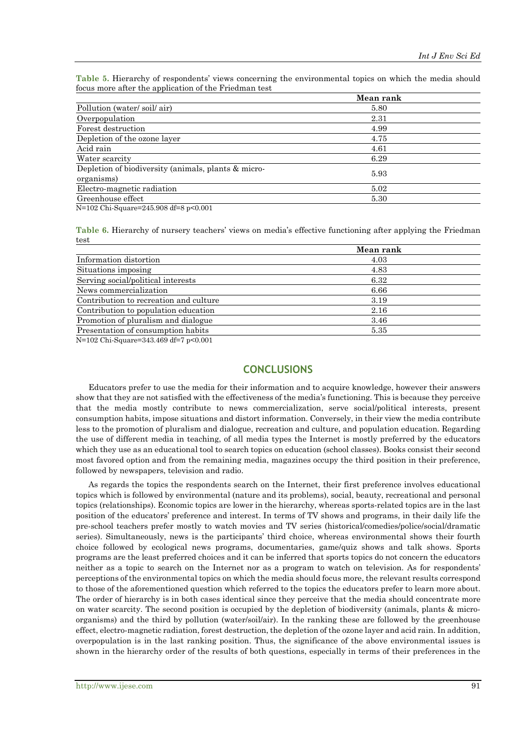**Table 5.** Hierarchy of respondents' views concerning the environmental topics on which the media should focus more after the application of the Friedman test

| | Mean rank |
|---|---|
| Pollution (water/ soil/ air) | 5.80 |
| Overpopulation | 2.31 |
| Forest destruction | 4.99 |
| Depletion of the ozone layer | 4.75 |
| Acid rain | 4.61 |
| Water scarcity | 6.29 |
| Depletion of biodiversity (animals, plants & micro-organisms) | 5.93 |
| Electro-magnetic radiation | 5.02 |
| Greenhouse effect | 5.30 |

N=102 Chi-Square=245.908 df=8 p<0.001

**Table 6.** Hierarchy of nursery teachers' views on media's effective functioning after applying the Friedman test

| | Mean rank |
|---|---|
| Information distortion | 4.03 |
| Situations imposing | 4.83 |
| Serving social/political interests | 6.32 |
| News commercialization | 6.66 |
| Contribution to recreation and culture | 3.19 |
| Contribution to population education | 2.16 |
| Promotion of pluralism and dialogue | 3.46 |
| Presentation of consumption habits | 5.35 |

N=102 Chi-Square=343.469 df=7 p<0.001

## CONCLUSIONS

Educators prefer to use the media for their information and to acquire knowledge, however their answers show that they are not satisfied with the effectiveness of the media's functioning. This is because they perceive that the media mostly contribute to news commercialization, serve social/political interests, present consumption habits, impose situations and distort information. Conversely, in their view the media contribute less to the promotion of pluralism and dialogue, recreation and culture, and population education. Regarding the use of different media in teaching, of all media types the Internet is mostly preferred by the educators which they use as an educational tool to search topics on education (school classes). Books consist their second most favored option and from the remaining media, magazines occupy the third position in their preference, followed by newspapers, television and radio.

As regards the topics the respondents search on the Internet, their first preference involves educational topics which is followed by environmental (nature and its problems), social, beauty, recreational and personal topics (relationships). Economic topics are lower in the hierarchy, whereas sports-related topics are in the last position of the educators' preference and interest. In terms of TV shows and programs, in their daily life the pre-school teachers prefer mostly to watch movies and TV series (historical/comedies/police/social/dramatic series). Simultaneously, news is the participants' third choice, whereas environmental shows their fourth choice followed by ecological news programs, documentaries, game/quiz shows and talk shows. Sports programs are the least preferred choices and it can be inferred that sports topics do not concern the educators neither as a topic to search on the Internet nor as a program to watch on television. As for respondents' perceptions of the environmental topics on which the media should focus more, the relevant results correspond to those of the aforementioned question which referred to the topics the educators prefer to learn more about. The order of hierarchy is in both cases identical since they perceive that the media should concentrate more on water scarcity. The second position is occupied by the depletion of biodiversity (animals, plants & micro-organisms) and the third by pollution (water/soil/air). In the ranking these are followed by the greenhouse effect, electro-magnetic radiation, forest destruction, the depletion of the ozone layer and acid rain. In addition, overpopulation is in the last ranking position. Thus, the significance of the above environmental issues is shown in the hierarchy order of the results of both questions, especially in terms of their preferences in the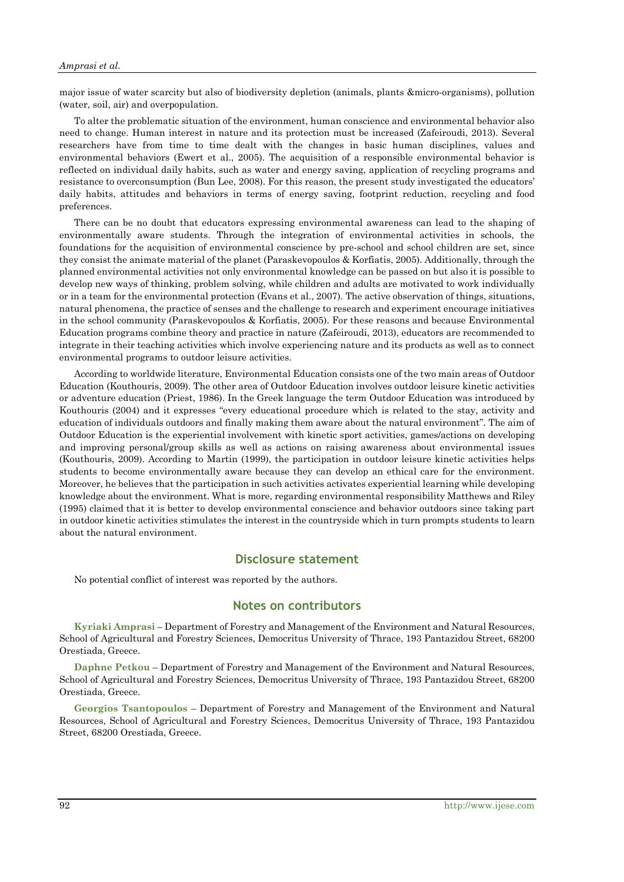major issue of water scarcity but also of biodiversity depletion (animals, plants &micro-organisms), pollution (water, soil, air) and overpopulation.

To alter the problematic situation of the environment, human conscience and environmental behavior also need to change. Human interest in nature and its protection must be increased (Zafeiroudi, 2013). Several researchers have from time to time dealt with the changes in basic human disciplines, values and environmental behaviors (Ewert et al., 2005). The acquisition of a responsible environmental behavior is reflected on individual daily habits, such as water and energy saving, application of recycling programs and resistance to overconsumption (Bun Lee, 2008). For this reason, the present study investigated the educators' daily habits, attitudes and behaviors in terms of energy saving, footprint reduction, recycling and food preferences.

There can be no doubt that educators expressing environmental awareness can lead to the shaping of environmentally aware students. Through the integration of environmental activities in schools, the foundations for the acquisition of environmental conscience by pre-school and school children are set, since they consist the animate material of the planet (Paraskevopoulos & Korfiatis, 2005). Additionally, through the planned environmental activities not only environmental knowledge can be passed on but also it is possible to develop new ways of thinking, problem solving, while children and adults are motivated to work individually or in a team for the environmental protection (Evans et al., 2007). The active observation of things, situations, natural phenomena, the practice of senses and the challenge to research and experiment encourage initiatives in the school community (Paraskevopoulos & Korfiatis, 2005). For these reasons and because Environmental Education programs combine theory and practice in nature (Zafeiroudi, 2013), educators are recommended to integrate in their teaching activities which involve experiencing nature and its products as well as to connect environmental programs to outdoor leisure activities.

According to worldwide literature, Environmental Education consists one of the two main areas of Outdoor Education (Kouthouris, 2009). The other area of Outdoor Education involves outdoor leisure kinetic activities or adventure education (Priest, 1986). In the Greek language the term Outdoor Education was introduced by Kouthouris (2004) and it expresses "every educational procedure which is related to the stay, activity and education of individuals outdoors and finally making them aware about the natural environment". The aim of Outdoor Education is the experiential involvement with kinetic sport activities, games/actions on developing and improving personal/group skills as well as actions on raising awareness about environmental issues (Kouthouris, 2009). According to Martin (1999), the participation in outdoor leisure kinetic activities helps students to become environmentally aware because they can develop an ethical care for the environment. Moreover, he believes that the participation in such activities activates experiential learning while developing knowledge about the environment. What is more, regarding environmental responsibility Matthews and Riley (1995) claimed that it is better to develop environmental conscience and behavior outdoors since taking part in outdoor kinetic activities stimulates the interest in the countryside which in turn prompts students to learn about the natural environment.

## Disclosure statement

No potential conflict of interest was reported by the authors.

## Notes on contributors

**Kyriaki Amprasi** – Department of Forestry and Management of the Environment and Natural Resources, School of Agricultural and Forestry Sciences, Democritus University of Thrace, 193 Pantazidou Street, 68200 Orestiada, Greece.

**Daphne Petkou** – Department of Forestry and Management of the Environment and Natural Resources, School of Agricultural and Forestry Sciences, Democritus University of Thrace, 193 Pantazidou Street, 68200 Orestiada, Greece.

**Georgios Tsantopoulos** – Department of Forestry and Management of the Environment and Natural Resources, School of Agricultural and Forestry Sciences, Democritus University of Thrace, 193 Pantazidou Street, 68200 Orestiada, Greece.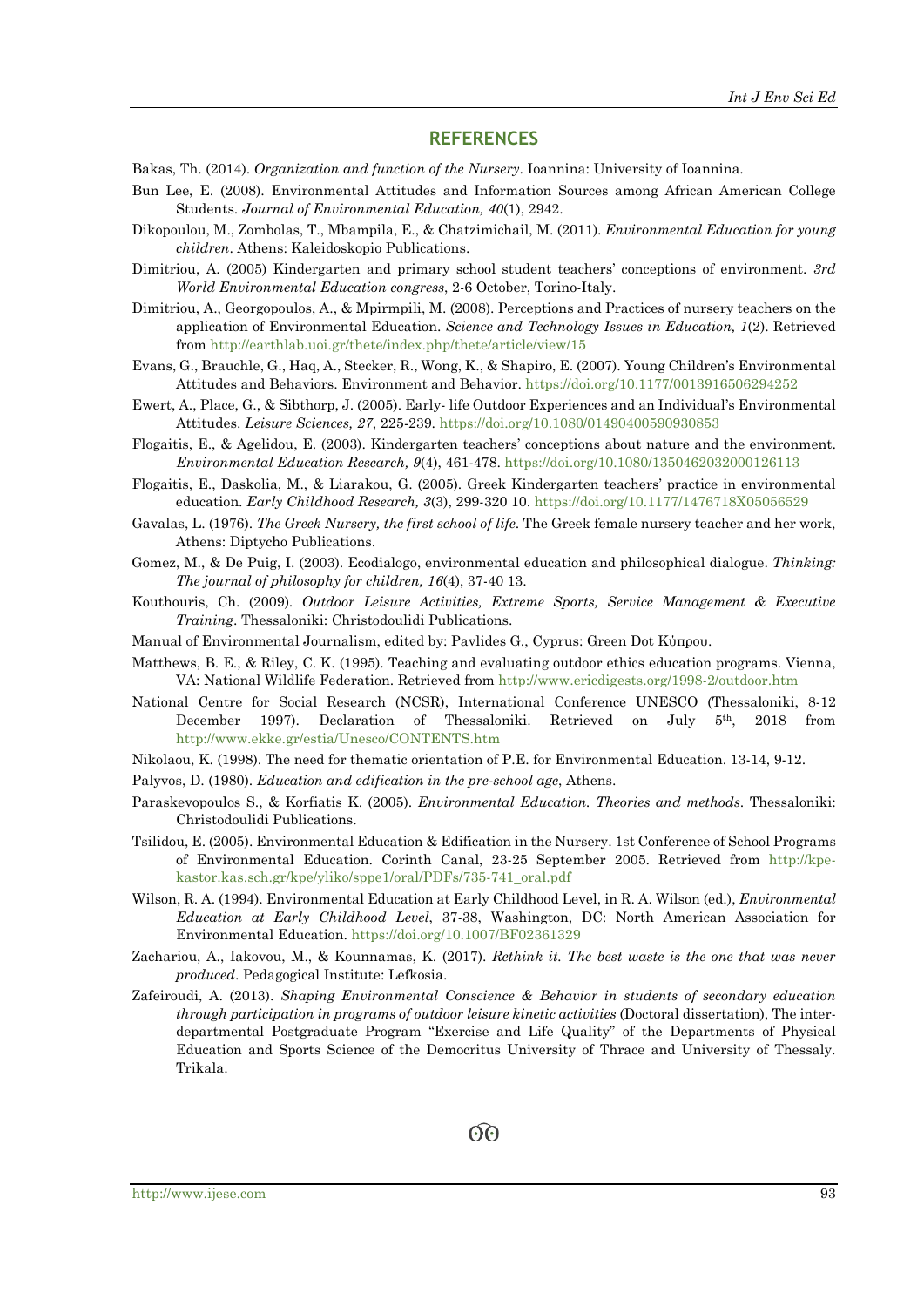## REFERENCES

Bakas, Th. (2014). *Organization and function of the Nursery*. Ioannina: University of Ioannina.

Bun Lee, E. (2008). Environmental Attitudes and Information Sources among African American College Students. *Journal of Environmental Education, 40*(1), 2942.

Dikopoulou, M., Zombolas, T., Mbampila, E., & Chatzimichail, M. (2011). *Environmental Education for young children*. Athens: Kaleidoskopio Publications.

Dimitriou, A. (2005) Kindergarten and primary school student teachers' conceptions of environment. *3rd World Environmental Education congress*, 2-6 October, Torino-Italy.

Dimitriou, A., Georgopoulos, A., & Mpirmpili, M. (2008). Perceptions and Practices of nursery teachers on the application of Environmental Education. *Science and Technology Issues in Education, 1*(2). Retrieved from http://earthlab.uoi.gr/thete/index.php/thete/article/view/15

Evans, G., Brauchle, G., Haq, A., Stecker, R., Wong, K., & Shapiro, E. (2007). Young Children's Environmental Attitudes and Behaviors. Environment and Behavior. https://doi.org/10.1177/0013916506294252

Ewert, A., Place, G., & Sibthorp, J. (2005). Early- life Outdoor Experiences and an Individual's Environmental Attitudes. *Leisure Sciences, 27*, 225-239. https://doi.org/10.1080/01490400590930853

Flogaitis, E., & Agelidou, E. (2003). Kindergarten teachers' conceptions about nature and the environment. *Environmental Education Research, 9*(4), 461-478. https://doi.org/10.1080/1350462032000126113

Flogaitis, E., Daskolia, M., & Liarakou, G. (2005). Greek Kindergarten teachers' practice in environmental education. *Early Childhood Research, 3*(3), 299-320 10. https://doi.org/10.1177/1476718X05056529

Gavalas, L. (1976). *The Greek Nursery, the first school of life*. The Greek female nursery teacher and her work, Athens: Diptycho Publications.

Gomez, M., & De Puig, I. (2003). Ecodialogo, environmental education and philosophical dialogue. *Thinking: The journal of philosophy for children, 16*(4), 37-40 13.

Kouthouris, Ch. (2009). *Outdoor Leisure Activities, Extreme Sports, Service Management & Executive Training*. Thessaloniki: Christodoulidi Publications.

Manual of Environmental Journalism, edited by: Pavlides G., Cyprus: Green Dot Κύπρου.

Matthews, B. E., & Riley, C. K. (1995). Teaching and evaluating outdoor ethics education programs. Vienna, VA: National Wildlife Federation. Retrieved from http://www.ericdigests.org/1998-2/outdoor.htm

National Centre for Social Research (NCSR), International Conference UNESCO (Thessaloniki, 8-12 December 1997). Declaration of Thessaloniki. Retrieved on July 5th, 2018 from http://www.ekke.gr/estia/Unesco/CONTENTS.htm

Nikolaou, K. (1998). The need for thematic orientation of P.E. for Environmental Education. 13-14, 9-12.

Palyvos, D. (1980). *Education and edification in the pre-school age*, Athens.

Paraskevopoulos S., & Korfiatis K. (2005). *Environmental Education. Theories and methods*. Thessaloniki: Christodoulidi Publications.

Tsilidou, E. (2005). Environmental Education & Edification in the Nursery. 1st Conference of School Programs of Environmental Education. Corinth Canal, 23-25 September 2005. Retrieved from http://kpe-kastor.kas.sch.gr/kpe/yliko/sppe1/oral/PDFs/735-741_oral.pdf

Wilson, R. A. (1994). Environmental Education at Early Childhood Level, in R. A. Wilson (ed.), *Environmental Education at Early Childhood Level*, 37-38, Washington, DC: North American Association for Environmental Education. https://doi.org/10.1007/BF02361329

Zachariou, A., Iakovou, M., & Kounnamas, K. (2017). *Rethink it. The best waste is the one that was never produced*. Pedagogical Institute: Lefkosia.

Zafeiroudi, A. (2013). *Shaping Environmental Conscience & Behavior in students of secondary education through participation in programs of outdoor leisure kinetic activities* (Doctoral dissertation), The inter-departmental Postgraduate Program "Exercise and Life Quality" of the Departments of Physical Education and Sports Science of the Democritus University of Thrace and University of Thessaly. Trikala.